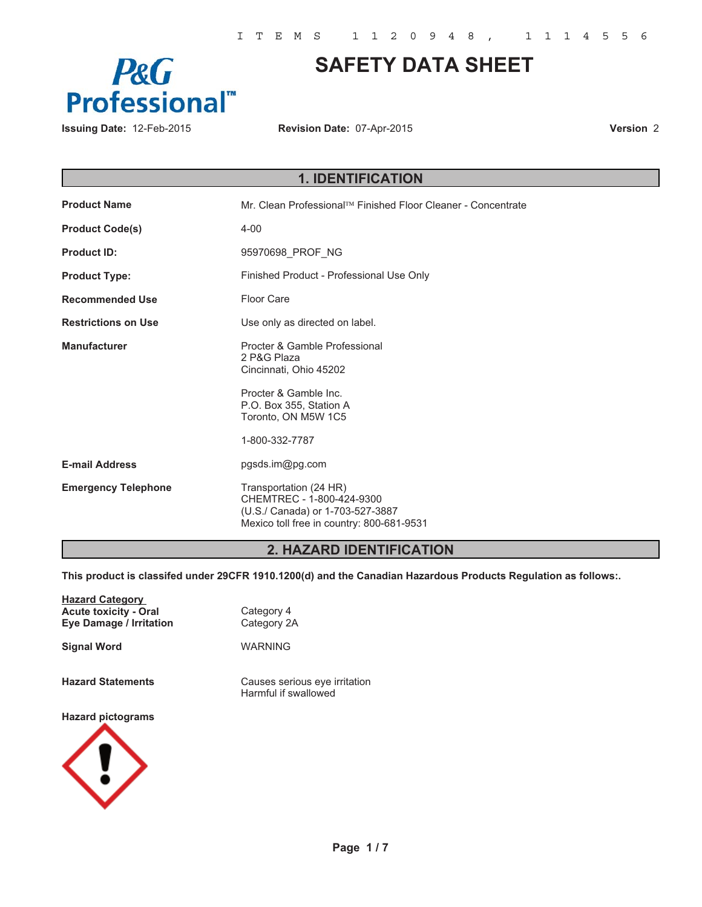ITEMS 1120948, 1114556

# SAFETY DATA SHEET

P&G Professional™

**Issuing Date:** 12-Feb-2015 **Revision Date:** 07-Apr-2015 **Version** 2

## 1. IDENTIFICATION

| | |
|---|---|
| **Product Name** | Mr. Clean Professional™ Finished Floor Cleaner - Concentrate |
| **Product Code(s)** | 4-00 |
| **Product ID:** | 95970698_PROF_NG |
| **Product Type:** | Finished Product - Professional Use Only |
| **Recommended Use** | Floor Care |
| **Restrictions on Use** | Use only as directed on label. |
| **Manufacturer** | Procter & Gamble Professional<br>2 P&G Plaza<br>Cincinnati, Ohio 45202<br><br>Procter & Gamble Inc.<br>P.O. Box 355, Station A<br>Toronto, ON M5W 1C5<br><br>1-800-332-7787 |
| **E-mail Address** | pgsds.im@pg.com |
| **Emergency Telephone** | Transportation (24 HR)<br>CHEMTREC - 1-800-424-9300<br>(U.S./ Canada) or 1-703-527-3887<br>Mexico toll free in country: 800-681-9531 |

## 2. HAZARD IDENTIFICATION

**This product is classifed under 29CFR 1910.1200(d) and the Canadian Hazardous Products Regulation as follows:.**

| **Hazard Category** | |
|---|---|
| **Acute toxicity - Oral** | Category 4 |
| **Eye Damage / Irritation** | Category 2A |

**Signal Word** WARNING

**Hazard Statements**

Causes serious eye irritation
Harmful if swallowed

**Hazard pictograms**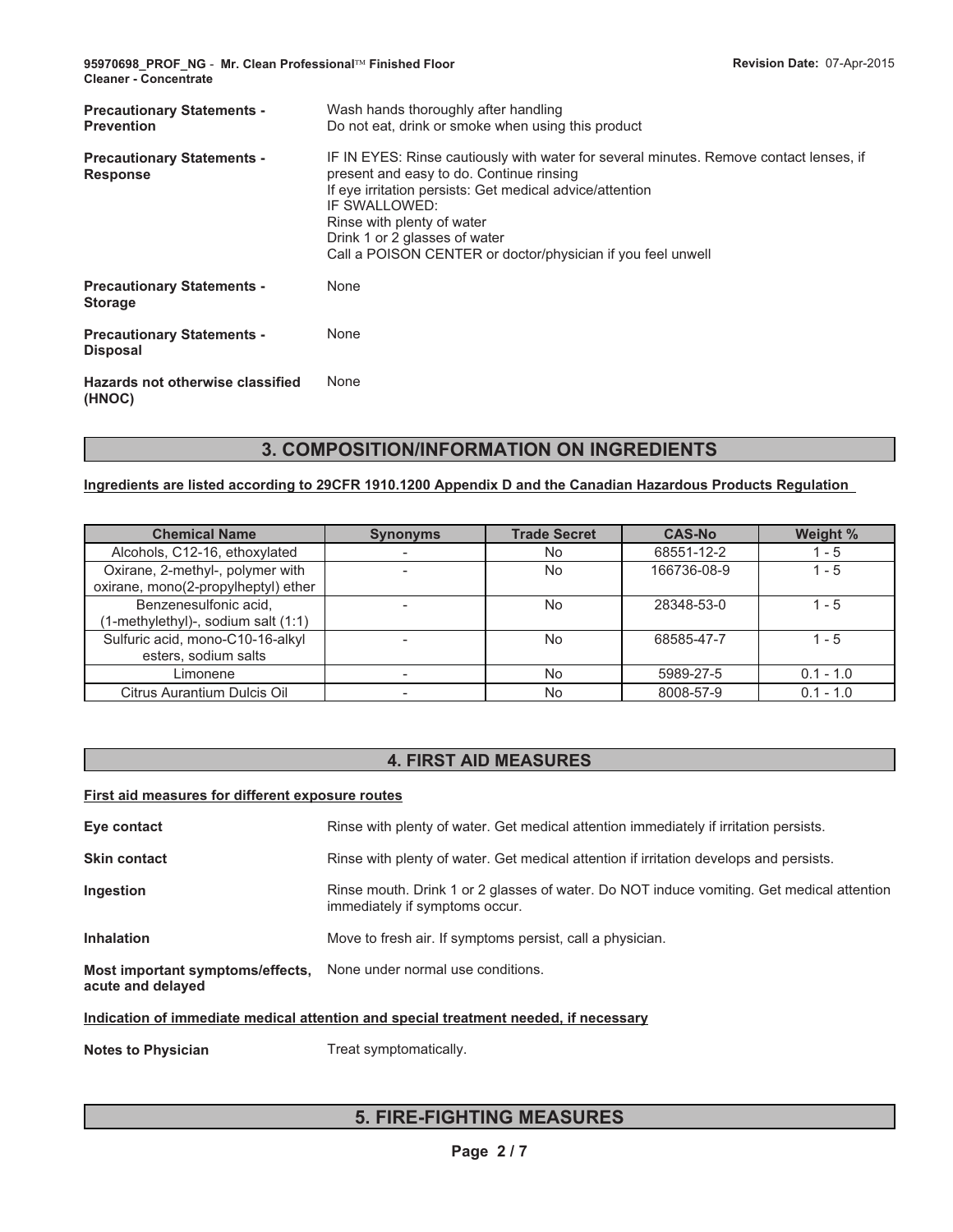**Precautionary Statements - Prevention**

Wash hands thoroughly after handling
Do not eat, drink or smoke when using this product

**Precautionary Statements - Response**

IF IN EYES: Rinse cautiously with water for several minutes. Remove contact lenses, if present and easy to do. Continue rinsing
If eye irritation persists: Get medical advice/attention
IF SWALLOWED:
Rinse with plenty of water
Drink 1 or 2 glasses of water
Call a POISON CENTER or doctor/physician if you feel unwell

**Precautionary Statements - Storage**

None

**Precautionary Statements - Disposal**

None

**Hazards not otherwise classified (HNOC)**

None

## 3. COMPOSITION/INFORMATION ON INGREDIENTS

**Ingredients are listed according to 29CFR 1910.1200 Appendix D and the Canadian Hazardous Products Regulation**

| Chemical Name | Synonyms | Trade Secret | CAS-No | Weight % |
|---|---|---|---|---|
| Alcohols, C12-16, ethoxylated | - | No | 68551-12-2 | 1 - 5 |
| Oxirane, 2-methyl-, polymer with oxirane, mono(2-propylheptyl) ether | - | No | 166736-08-9 | 1 - 5 |
| Benzenesulfonic acid, (1-methylethyl)-, sodium salt (1:1) | - | No | 28348-53-0 | 1 - 5 |
| Sulfuric acid, mono-C10-16-alkyl esters, sodium salts | - | No | 68585-47-7 | 1 - 5 |
| Limonene | - | No | 5989-27-5 | 0.1 - 1.0 |
| Citrus Aurantium Dulcis Oil | - | No | 8008-57-9 | 0.1 - 1.0 |

## 4. FIRST AID MEASURES

**First aid measures for different exposure routes**

**Eye contact**

Rinse with plenty of water. Get medical attention immediately if irritation persists.

**Skin contact**

Rinse with plenty of water. Get medical attention if irritation develops and persists.

**Ingestion**

Rinse mouth. Drink 1 or 2 glasses of water. Do NOT induce vomiting. Get medical attention immediately if symptoms occur.

**Inhalation**

Move to fresh air. If symptoms persist, call a physician.

**Most important symptoms/effects, acute and delayed**

None under normal use conditions.

**Indication of immediate medical attention and special treatment needed, if necessary**

**Notes to Physician**

Treat symptomatically.

## 5. FIRE-FIGHTING MEASURES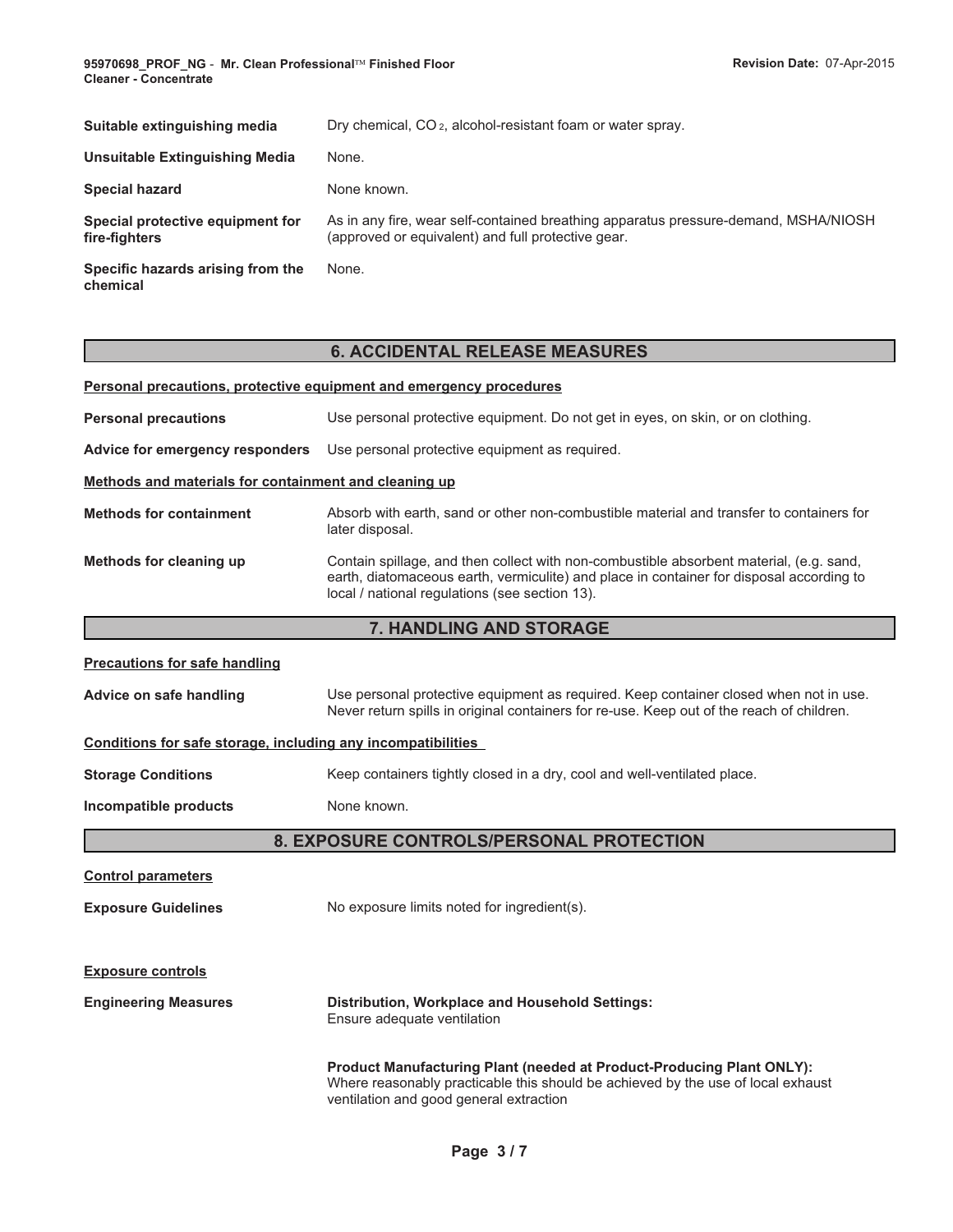**Suitable extinguishing media** Dry chemical, $CO_2$, alcohol-resistant foam or water spray.

**Unsuitable Extinguishing Media** None.

**Special hazard** None known.

**Special protective equipment for fire-fighters** As in any fire, wear self-contained breathing apparatus pressure-demand, MSHA/NIOSH (approved or equivalent) and full protective gear.

**Specific hazards arising from the chemical** None.

## 6. ACCIDENTAL RELEASE MEASURES

**Personal precautions, protective equipment and emergency procedures**

**Personal precautions** Use personal protective equipment. Do not get in eyes, on skin, or on clothing.

**Advice for emergency responders** Use personal protective equipment as required.

**Methods and materials for containment and cleaning up**

**Methods for containment** Absorb with earth, sand or other non-combustible material and transfer to containers for later disposal.

**Methods for cleaning up** Contain spillage, and then collect with non-combustible absorbent material, (e.g. sand, earth, diatomaceous earth, vermiculite) and place in container for disposal according to local / national regulations (see section 13).

## 7. HANDLING AND STORAGE

**Precautions for safe handling**

**Advice on safe handling** Use personal protective equipment as required. Keep container closed when not in use. Never return spills in original containers for re-use. Keep out of the reach of children.

**Conditions for safe storage, including any incompatibilities**

**Storage Conditions** Keep containers tightly closed in a dry, cool and well-ventilated place.

**Incompatible products** None known.

## 8. EXPOSURE CONTROLS/PERSONAL PROTECTION

**Control parameters**

**Exposure Guidelines** No exposure limits noted for ingredient(s).

**Exposure controls**

**Engineering Measures** **Distribution, Workplace and Household Settings:**
Ensure adequate ventilation

**Product Manufacturing Plant (needed at Product-Producing Plant ONLY):**
Where reasonably practicable this should be achieved by the use of local exhaust ventilation and good general extraction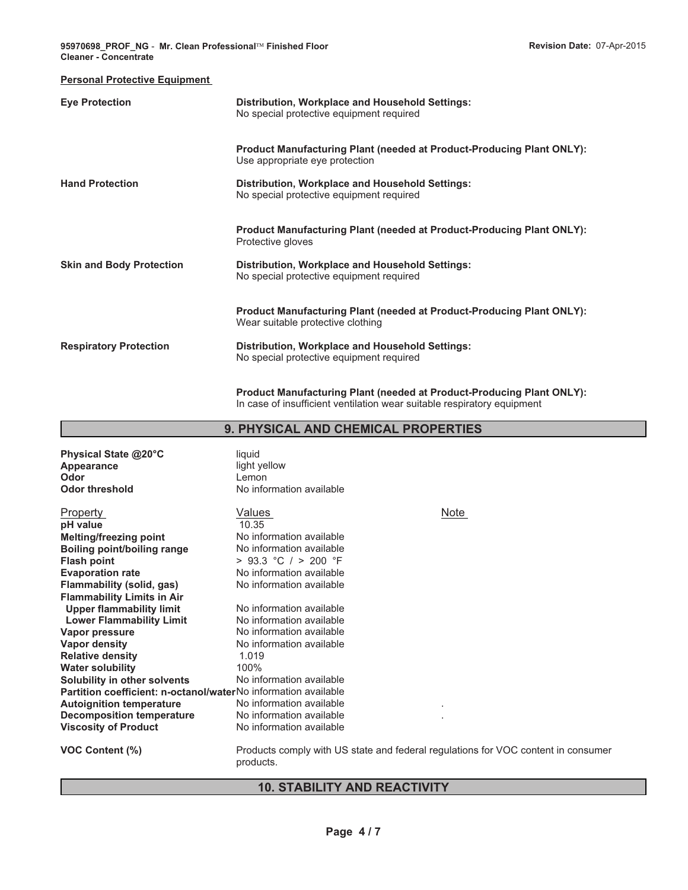**Personal Protective Equipment**

| | |
|---|---|
| **Eye Protection** | **Distribution, Workplace and Household Settings:** No special protective equipment required |
| | **Product Manufacturing Plant (needed at Product-Producing Plant ONLY):** Use appropriate eye protection |
| **Hand Protection** | **Distribution, Workplace and Household Settings:** No special protective equipment required |
| | **Product Manufacturing Plant (needed at Product-Producing Plant ONLY):** Protective gloves |
| **Skin and Body Protection** | **Distribution, Workplace and Household Settings:** No special protective equipment required |
| | **Product Manufacturing Plant (needed at Product-Producing Plant ONLY):** Wear suitable protective clothing |
| **Respiratory Protection** | **Distribution, Workplace and Household Settings:** No special protective equipment required |
| | **Product Manufacturing Plant (needed at Product-Producing Plant ONLY):** In case of insufficient ventilation wear suitable respiratory equipment |

## 9. PHYSICAL AND CHEMICAL PROPERTIES

| | |
|---|---|
| **Physical State @20°C** | liquid |
| **Appearance** | light yellow |
| **Odor** | Lemon |
| **Odor threshold** | No information available |

| Property | Values | Note |
|---|---|---|
| **pH value** | 10.35 | |
| **Melting/freezing point** | No information available | |
| **Boiling point/boiling range** | No information available | |
| **Flash point** | > 93.3 °C / > 200 °F | |
| **Evaporation rate** | No information available | |
| **Flammability (solid, gas)** | No information available | |
| **Flammability Limits in Air** | | |
| **Upper flammability limit** | No information available | |
| **Lower Flammability Limit** | No information available | |
| **Vapor pressure** | No information available | |
| **Vapor density** | No information available | |
| **Relative density** | 1.019 | |
| **Water solubility** | 100% | |
| **Solubility in other solvents** | No information available | |
| **Partition coefficient: n-octanol/water** | No information available | |
| **Autoignition temperature** | No information available | . |
| **Decomposition temperature** | No information available | . |
| **Viscosity of Product** | No information available | |

**VOC Content (%)** Products comply with US state and federal regulations for VOC content in consumer products.

## 10. STABILITY AND REACTIVITY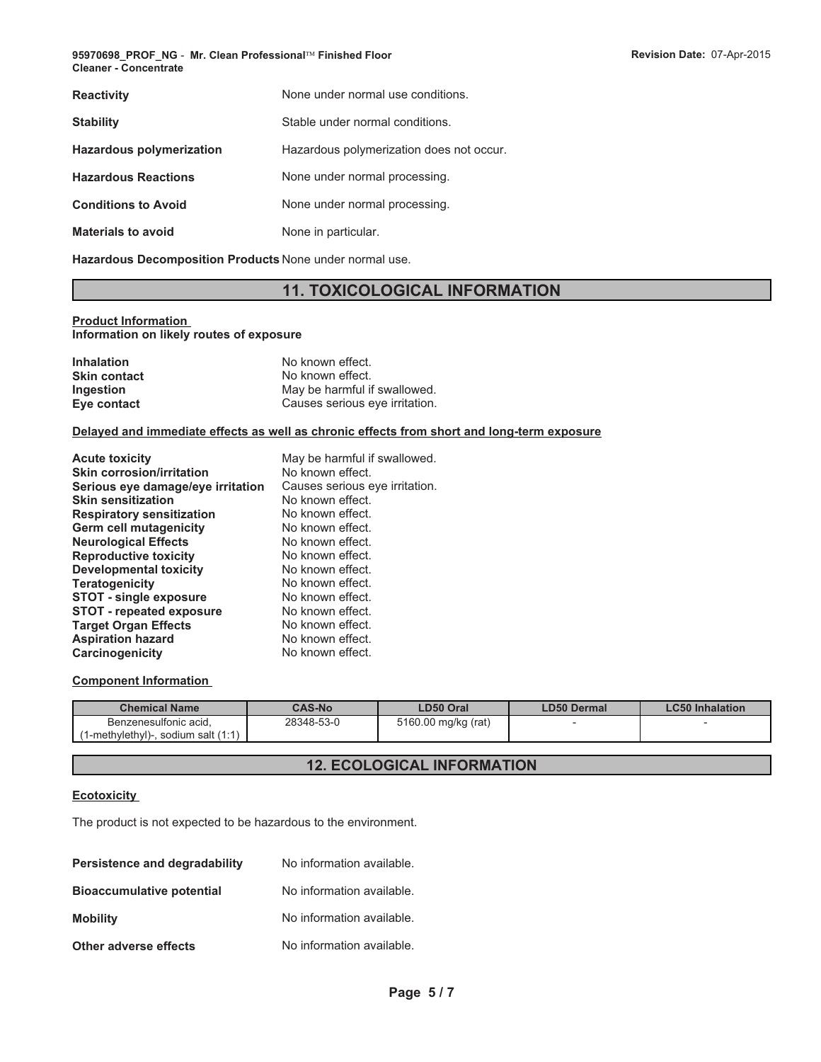**Reactivity** None under normal use conditions.

**Stability** Stable under normal conditions.

**Hazardous polymerization** Hazardous polymerization does not occur.

**Hazardous Reactions** None under normal processing.

**Conditions to Avoid** None under normal processing.

**Materials to avoid** None in particular.

**Hazardous Decomposition Products** None under normal use.

## 11. TOXICOLOGICAL INFORMATION

**Product Information**
**Information on likely routes of exposure**

**Inhalation** No known effect.
**Skin contact** No known effect.
**Ingestion** May be harmful if swallowed.
**Eye contact** Causes serious eye irritation.

**Delayed and immediate effects as well as chronic effects from short and long-term exposure**

**Acute toxicity** May be harmful if swallowed.
**Skin corrosion/irritation** No known effect.
**Serious eye damage/eye irritation** Causes serious eye irritation.
**Skin sensitization** No known effect.
**Respiratory sensitization** No known effect.
**Germ cell mutagenicity** No known effect.
**Neurological Effects** No known effect.
**Reproductive toxicity** No known effect.
**Developmental toxicity** No known effect.
**Teratogenicity** No known effect.
**STOT - single exposure** No known effect.
**STOT - repeated exposure** No known effect.
**Target Organ Effects** No known effect.
**Aspiration hazard** No known effect.
**Carcinogenicity** No known effect.

**Component Information**

| Chemical Name | CAS-No | LD50 Oral | LD50 Dermal | LC50 Inhalation |
|---|---|---|---|---|
| Benzenesulfonic acid, (1-methylethyl)-, sodium salt (1:1) | 28348-53-0 | 5160.00 mg/kg (rat) | - | - |

## 12. ECOLOGICAL INFORMATION

**Ecotoxicity**

The product is not expected to be hazardous to the environment.

**Persistence and degradability** No information available.

**Bioaccumulative potential** No information available.

**Mobility** No information available.

**Other adverse effects** No information available.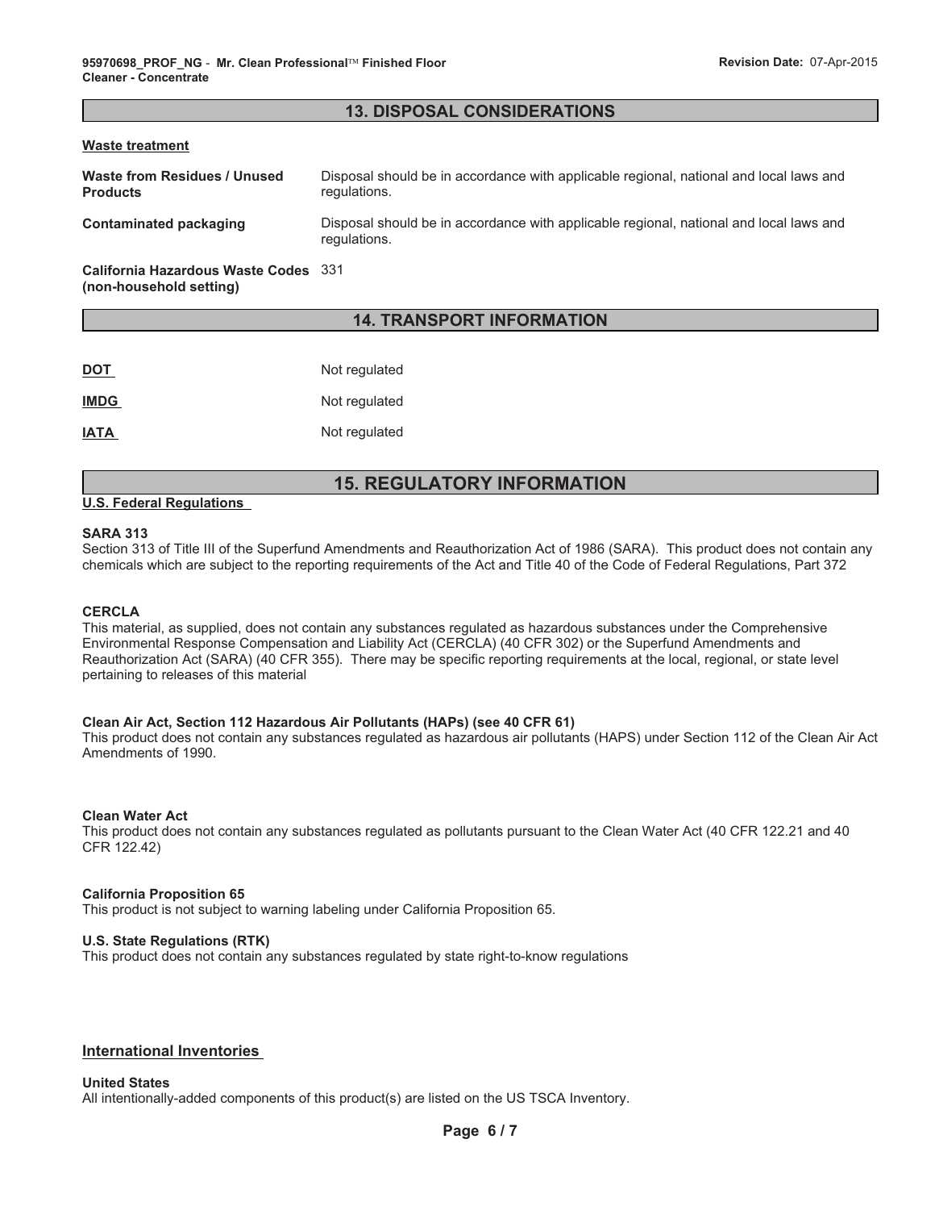## 13. DISPOSAL CONSIDERATIONS

**Waste treatment**

| | |
|---|---|
| **Waste from Residues / Unused Products** | Disposal should be in accordance with applicable regional, national and local laws and regulations. |
| **Contaminated packaging** | Disposal should be in accordance with applicable regional, national and local laws and regulations. |
| **California Hazardous Waste Codes (non-household setting)** | 331 |

## 14. TRANSPORT INFORMATION

| | |
|---|---|
| **DOT** | Not regulated |
| **IMDG** | Not regulated |
| **IATA** | Not regulated |

## 15. REGULATORY INFORMATION

**U.S. Federal Regulations**

**SARA 313**
Section 313 of Title III of the Superfund Amendments and Reauthorization Act of 1986 (SARA). This product does not contain any chemicals which are subject to the reporting requirements of the Act and Title 40 of the Code of Federal Regulations, Part 372

**CERCLA**
This material, as supplied, does not contain any substances regulated as hazardous substances under the Comprehensive Environmental Response Compensation and Liability Act (CERCLA) (40 CFR 302) or the Superfund Amendments and Reauthorization Act (SARA) (40 CFR 355). There may be specific reporting requirements at the local, regional, or state level pertaining to releases of this material

**Clean Air Act, Section 112 Hazardous Air Pollutants (HAPs) (see 40 CFR 61)**
This product does not contain any substances regulated as hazardous air pollutants (HAPS) under Section 112 of the Clean Air Act Amendments of 1990.

**Clean Water Act**
This product does not contain any substances regulated as pollutants pursuant to the Clean Water Act (40 CFR 122.21 and 40 CFR 122.42)

**California Proposition 65**
This product is not subject to warning labeling under California Proposition 65.

**U.S. State Regulations (RTK)**
This product does not contain any substances regulated by state right-to-know regulations

**International Inventories**

**United States**
All intentionally-added components of this product(s) are listed on the US TSCA Inventory.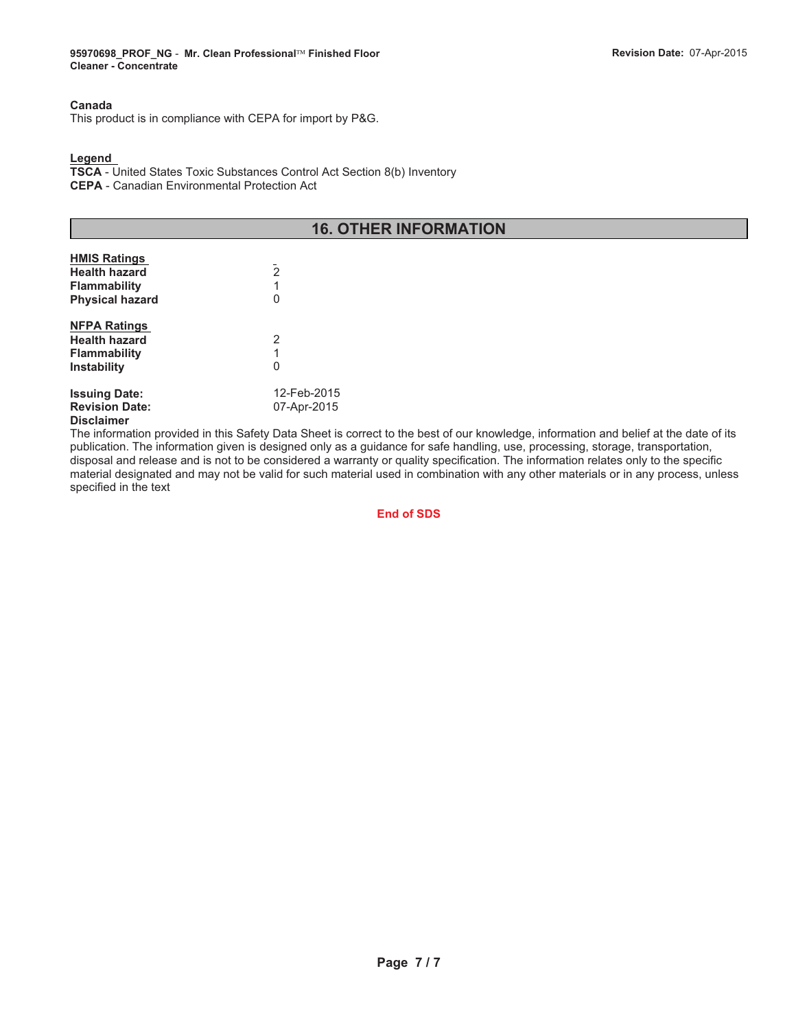**Canada**

This product is in compliance with CEPA for import by P&G.

**Legend**

**TSCA** - United States Toxic Substances Control Act Section 8(b) Inventory
**CEPA** - Canadian Environmental Protection Act

## 16. OTHER INFORMATION

| **HMIS Ratings** | |
|---|---|
| **Health hazard** | 2 |
| **Flammability** | 1 |
| **Physical hazard** | 0 |

| **NFPA Ratings** | |
|---|---|
| **Health hazard** | 2 |
| **Flammability** | 1 |
| **Instability** | 0 |

| | |
|---|---|
| **Issuing Date:** | 12-Feb-2015 |
| **Revision Date:** | 07-Apr-2015 |

**Disclaimer**

The information provided in this Safety Data Sheet is correct to the best of our knowledge, information and belief at the date of its publication. The information given is designed only as a guidance for safe handling, use, processing, storage, transportation, disposal and release and is not to be considered a warranty or quality specification. The information relates only to the specific material designated and may not be valid for such material used in combination with any other materials or in any process, unless specified in the text

**End of SDS**